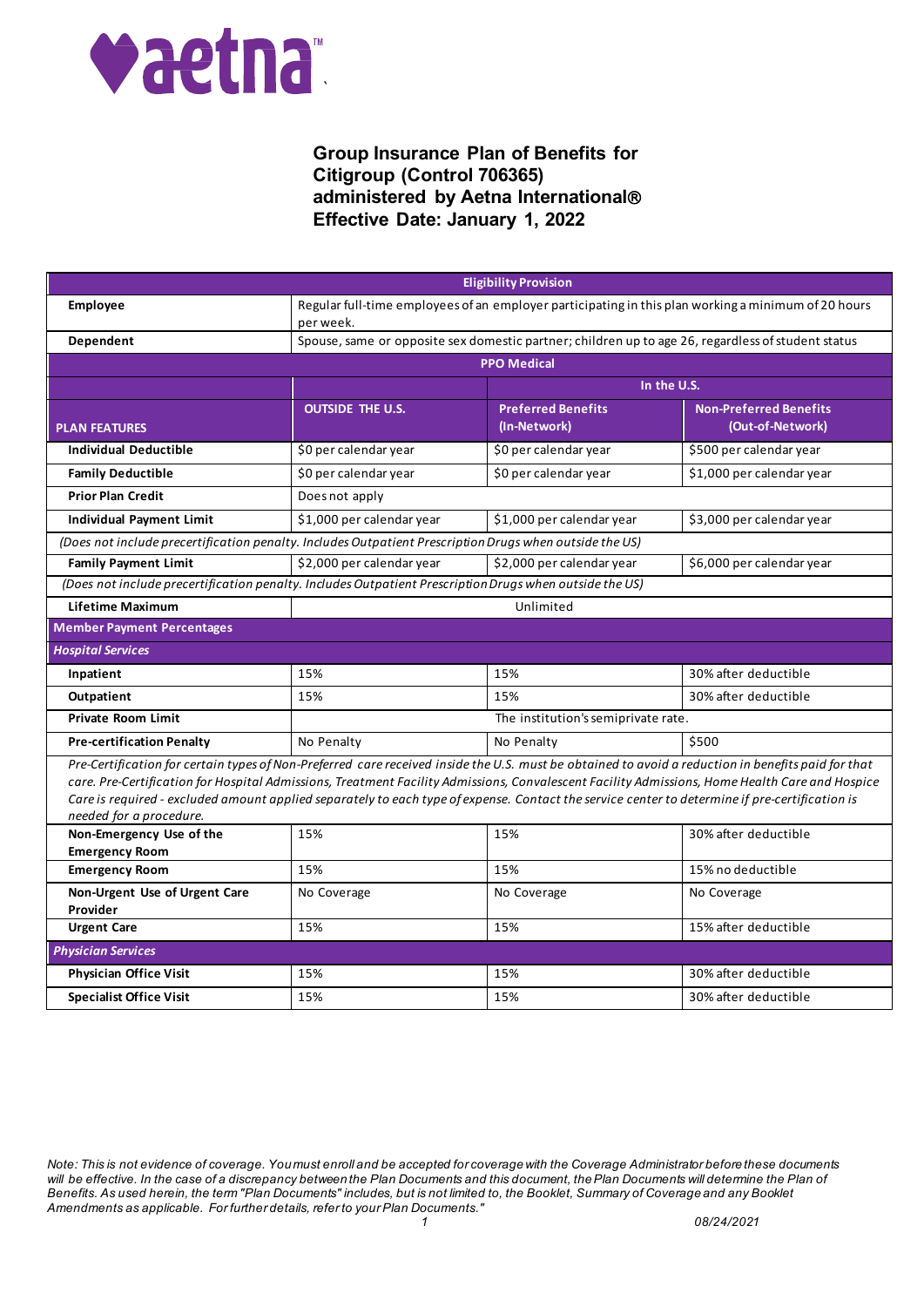# Group Insurance Plan of Benefits for Citigroup (Control 706365) administered by Aetna International®
# Effective Date: January 1, 2022

| Eligibility Provision | | | |
|---|---|---|---|
| **Employee** | Regular full-time employees of an employer participating in this plan working a minimum of 20 hours per week. | | |
| **Dependent** | Spouse, same or opposite sex domestic partner; children up to age 26, regardless of student status | | |
| **PPO Medical** | | | |
| | | In the U.S. | |
| **PLAN FEATURES** | **OUTSIDE THE U.S.** | **Preferred Benefits (In-Network)** | **Non-Preferred Benefits (Out-of-Network)** |
| **Individual Deductible** | $0 per calendar year | $0 per calendar year | $500 per calendar year |
| **Family Deductible** | $0 per calendar year | $0 per calendar year | $1,000 per calendar year |
| **Prior Plan Credit** | Does not apply | | |
| **Individual Payment Limit** | $1,000 per calendar year | $1,000 per calendar year | $3,000 per calendar year |
| *(Does not include precertification penalty. Includes Outpatient Prescription Drugs when outside the US)* | | | |
| **Family Payment Limit** | $2,000 per calendar year | $2,000 per calendar year | $6,000 per calendar year |
| *(Does not include precertification penalty. Includes Outpatient Prescription Drugs when outside the US)* | | | |
| **Lifetime Maximum** | Unlimited | | |
| **Member Payment Percentages** | | | |
| ***Hospital Services*** | | | |
| **Inpatient** | 15% | 15% | 30% after deductible |
| **Outpatient** | 15% | 15% | 30% after deductible |
| **Private Room Limit** | The institution's semiprivate rate. | | |
| **Pre-certification Penalty** | No Penalty | No Penalty | $500 |
| *Pre-Certification for certain types of Non-Preferred care received inside the U.S. must be obtained to avoid a reduction in benefits paid for that care. Pre-Certification for Hospital Admissions, Treatment Facility Admissions, Convalescent Facility Admissions, Home Health Care and Hospice Care is required - excluded amount applied separately to each type of expense. Contact the service center to determine if pre-certification is needed for a procedure.* | | | |
| **Non-Emergency Use of the Emergency Room** | 15% | 15% | 30% after deductible |
| **Emergency Room** | 15% | 15% | 15% no deductible |
| **Non-Urgent Use of Urgent Care Provider** | No Coverage | No Coverage | No Coverage |
| **Urgent Care** | 15% | 15% | 15% after deductible |
| ***Physician Services*** | | | |
| **Physician Office Visit** | 15% | 15% | 30% after deductible |
| **Specialist Office Visit** | 15% | 15% | 30% after deductible |

*Note: This is not evidence of coverage. You must enroll and be accepted for coverage with the Coverage Administrator before these documents will be effective. In the case of a discrepancy between the Plan Documents and this document, the Plan Documents will determine the Plan of Benefits. As used herein, the term "Plan Documents" includes, but is not limited to, the Booklet, Summary of Coverage and any Booklet Amendments as applicable. For further details, refer to your Plan Documents."*

08/24/2021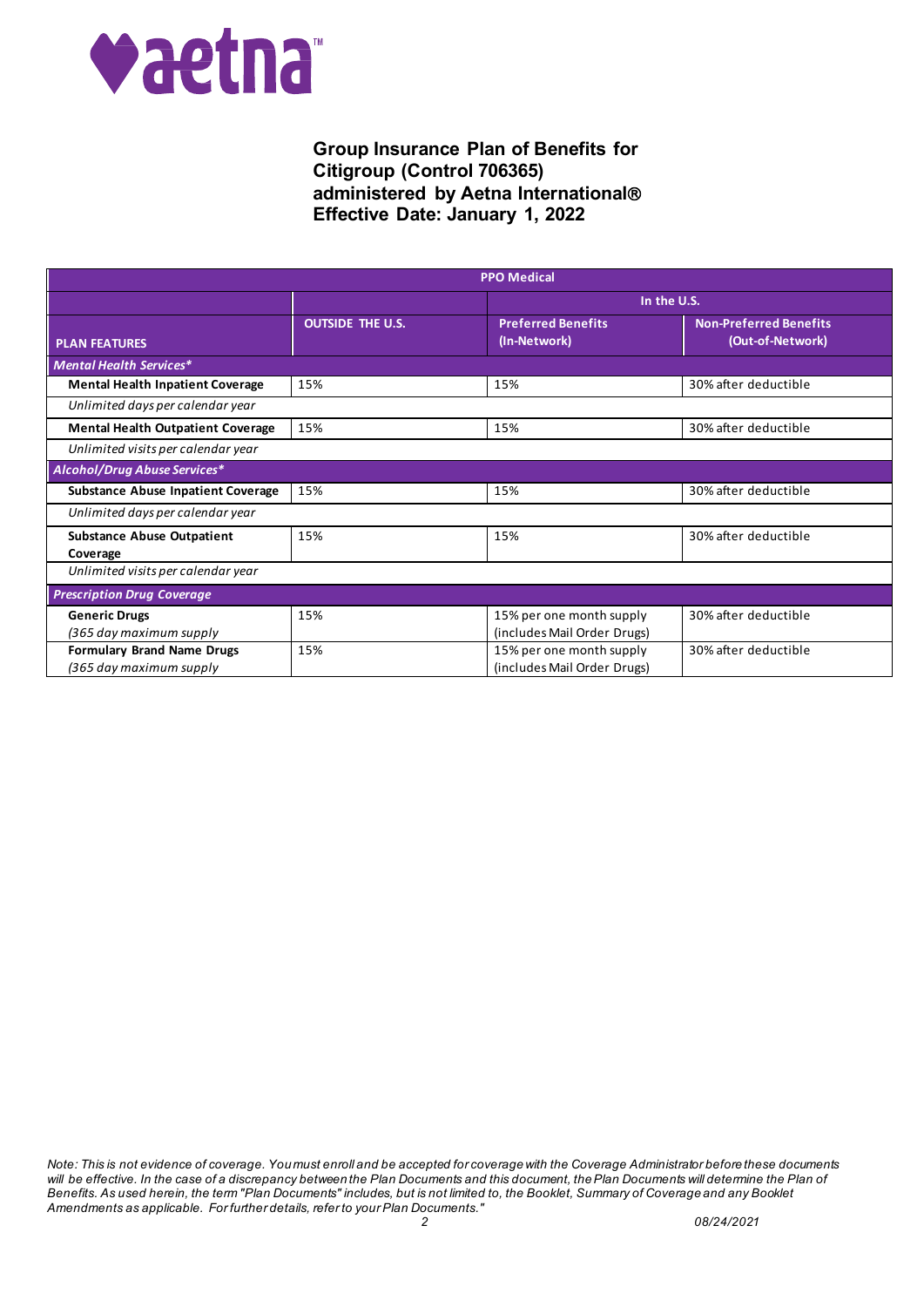# Group Insurance Plan of Benefits for Citigroup (Control 706365) administered by Aetna International® Effective Date: January 1, 2022

| PPO Medical | | | |
|---|---|---|---|
| | | In the U.S. | |
| **PLAN FEATURES** | **OUTSIDE THE U.S.** | **Preferred Benefits (In-Network)** | **Non-Preferred Benefits (Out-of-Network)** |
| ***Mental Health Services**** | | | |
| **Mental Health Inpatient Coverage** | 15% | 15% | 30% after deductible |
| *Unlimited days per calendar year* | | | |
| **Mental Health Outpatient Coverage** | 15% | 15% | 30% after deductible |
| *Unlimited visits per calendar year* | | | |
| ***Alcohol/Drug Abuse Services**** | | | |
| **Substance Abuse Inpatient Coverage** | 15% | 15% | 30% after deductible |
| *Unlimited days per calendar year* | | | |
| **Substance Abuse Outpatient Coverage** | 15% | 15% | 30% after deductible |
| *Unlimited visits per calendar year* | | | |
| ***Prescription Drug Coverage*** | | | |
| **Generic Drugs** *(365 day maximum supply* | 15% | 15% per one month supply (includes Mail Order Drugs) | 30% after deductible |
| **Formulary Brand Name Drugs** *(365 day maximum supply* | 15% | 15% per one month supply (includes Mail Order Drugs) | 30% after deductible |

*Note: This is not evidence of coverage. You must enroll and be accepted for coverage with the Coverage Administrator before these documents will be effective. In the case of a discrepancy between the Plan Documents and this document, the Plan Documents will determine the Plan of Benefits. As used herein, the term "Plan Documents" includes, but is not limited to, the Booklet, Summary of Coverage and any Booklet Amendments as applicable. For further details, refer to your Plan Documents."*

*08/24/2021*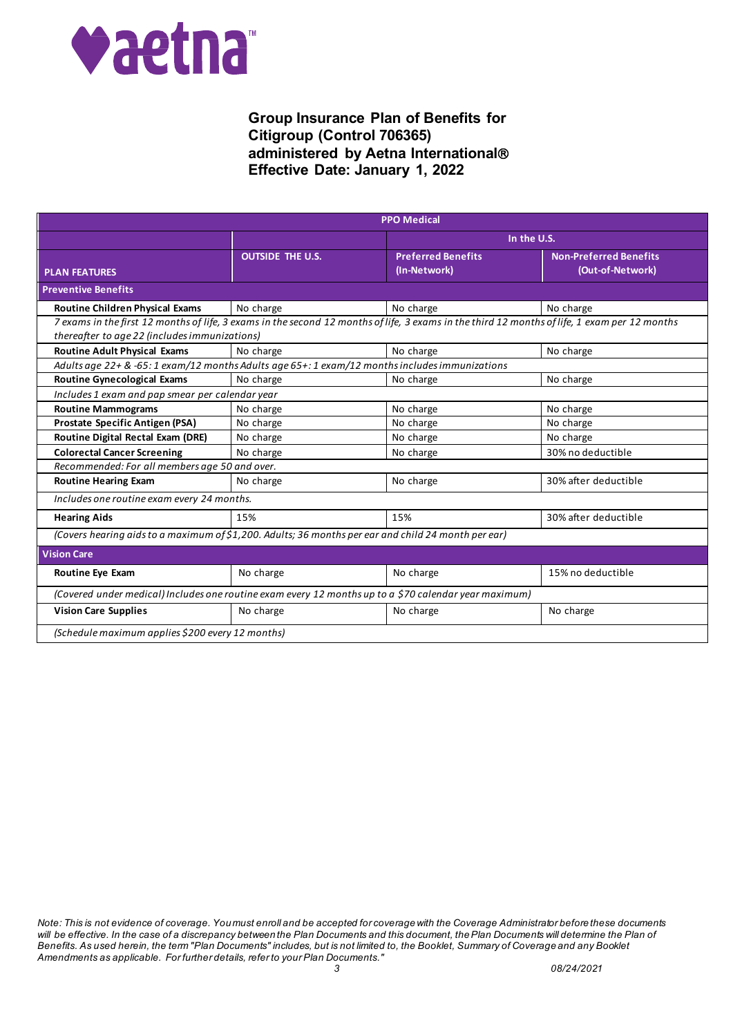aetna™

## Group Insurance Plan of Benefits for Citigroup (Control 706365) administered by Aetna International® Effective Date: January 1, 2022

| PPO Medical | | | |
|---|---|---|---|
| | | In the U.S. | |
| PLAN FEATURES | OUTSIDE THE U.S. | Preferred Benefits (In-Network) | Non-Preferred Benefits (Out-of-Network) |
| **Preventive Benefits** | | | |
| **Routine Children Physical Exams** | No charge | No charge | No charge |
| *7 exams in the first 12 months of life, 3 exams in the second 12 months of life, 3 exams in the third 12 months of life, 1 exam per 12 months thereafter to age 22 (includes immunizations)* | | | |
| **Routine Adult Physical Exams** | No charge | No charge | No charge |
| *Adults age 22+ & -65: 1 exam/12 months Adults age 65+: 1 exam/12 months includes immunizations* | | | |
| **Routine Gynecological Exams** | No charge | No charge | No charge |
| *Includes 1 exam and pap smear per calendar year* | | | |
| **Routine Mammograms** | No charge | No charge | No charge |
| **Prostate Specific Antigen (PSA)** | No charge | No charge | No charge |
| **Routine Digital Rectal Exam (DRE)** | No charge | No charge | No charge |
| **Colorectal Cancer Screening** | No charge | No charge | 30% no deductible |
| *Recommended: For all members age 50 and over.* | | | |
| **Routine Hearing Exam** | No charge | No charge | 30% after deductible |
| *Includes one routine exam every 24 months.* | | | |
| **Hearing Aids** | 15% | 15% | 30% after deductible |
| *(Covers hearing aids to a maximum of $1,200. Adults; 36 months per ear and child 24 month per ear)* | | | |
| **Vision Care** | | | |
| **Routine Eye Exam** | No charge | No charge | 15% no deductible |
| *(Covered under medical) Includes one routine exam every 12 months up to a $70 calendar year maximum)* | | | |
| **Vision Care Supplies** | No charge | No charge | No charge |
| *(Schedule maximum applies $200 every 12 months)* | | | |

*Note: This is not evidence of coverage. You must enroll and be accepted for coverage with the Coverage Administrator before these documents will be effective. In the case of a discrepancy between the Plan Documents and this document, the Plan Documents will determine the Plan of Benefits. As used herein, the term "Plan Documents" includes, but is not limited to, the Booklet, Summary of Coverage and any Booklet Amendments as applicable. For further details, refer to your Plan Documents."*

*08/24/2021*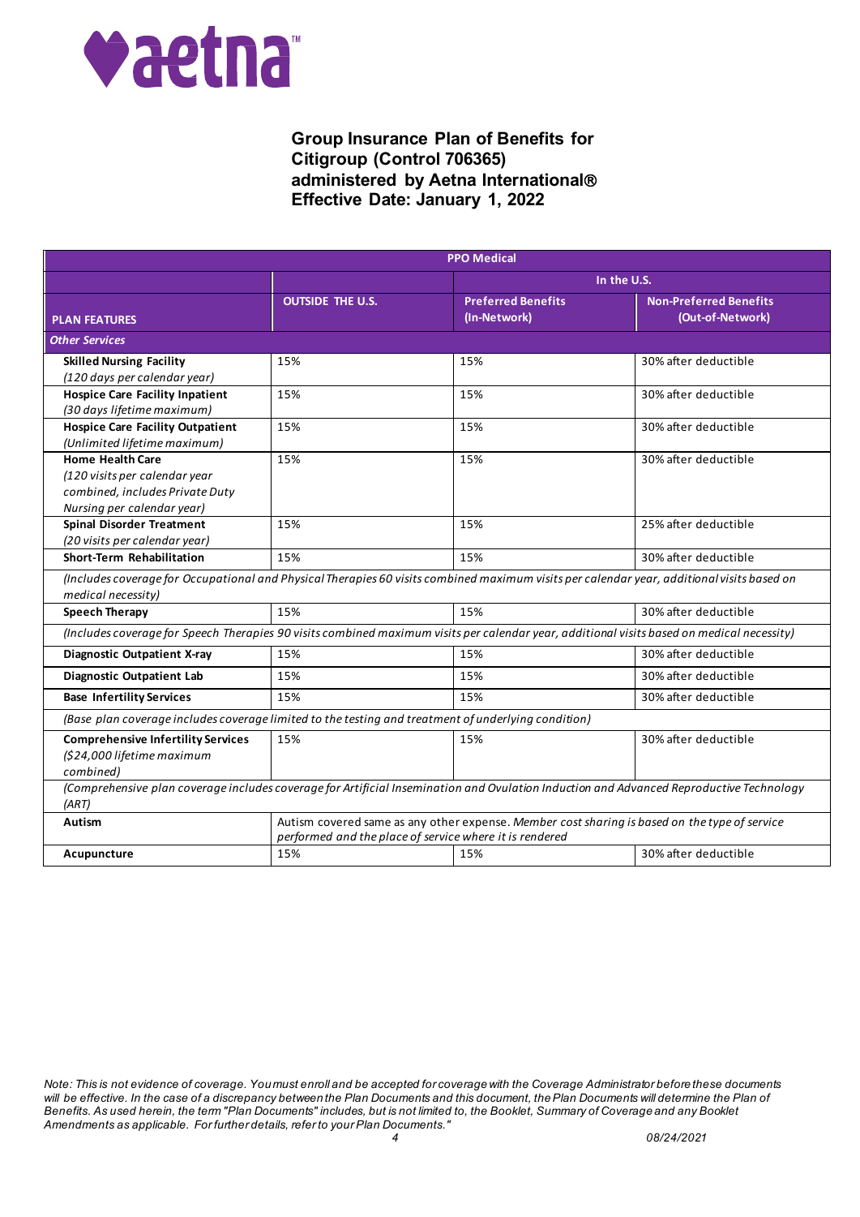**Group Insurance Plan of Benefits for Citigroup (Control 706365) administered by Aetna International® Effective Date: January 1, 2022**

| PPO Medical | | | |
|---|---|---|---|
| | | In the U.S. | |
| **PLAN FEATURES** | **OUTSIDE THE U.S.** | **Preferred Benefits (In-Network)** | **Non-Preferred Benefits (Out-of-Network)** |
| ***Other Services*** | | | |
| **Skilled Nursing Facility** *(120 days per calendar year)* | 15% | 15% | 30% after deductible |
| **Hospice Care Facility Inpatient** *(30 days lifetime maximum)* | 15% | 15% | 30% after deductible |
| **Hospice Care Facility Outpatient** *(Unlimited lifetime maximum)* | 15% | 15% | 30% after deductible |
| **Home Health Care** *(120 visits per calendar year combined, includes Private Duty Nursing per calendar year)* | 15% | 15% | 30% after deductible |
| **Spinal Disorder Treatment** *(20 visits per calendar year)* | 15% | 15% | 25% after deductible |
| **Short-Term Rehabilitation** | 15% | 15% | 30% after deductible |
| *(Includes coverage for Occupational and Physical Therapies 60 visits combined maximum visits per calendar year, additional visits based on medical necessity)* | | | |
| **Speech Therapy** | 15% | 15% | 30% after deductible |
| *(Includes coverage for Speech Therapies 90 visits combined maximum visits per calendar year, additional visits based on medical necessity)* | | | |
| **Diagnostic Outpatient X-ray** | 15% | 15% | 30% after deductible |
| **Diagnostic Outpatient Lab** | 15% | 15% | 30% after deductible |
| **Base Infertility Services** | 15% | 15% | 30% after deductible |
| *(Base plan coverage includes coverage limited to the testing and treatment of underlying condition)* | | | |
| **Comprehensive Infertility Services** *($24,000 lifetime maximum combined)* | 15% | 15% | 30% after deductible |
| *(Comprehensive plan coverage includes coverage for Artificial Insemination and Ovulation Induction and Advanced Reproductive Technology (ART)* | | | |
| **Autism** | Autism covered same as any other expense. *Member cost sharing is based on the type of service performed and the place of service where it is rendered* | | |
| **Acupuncture** | 15% | 15% | 30% after deductible |

*Note: This is not evidence of coverage. You must enroll and be accepted for coverage with the Coverage Administrator before these documents will be effective. In the case of a discrepancy between the Plan Documents and this document, the Plan Documents will determine the Plan of Benefits. As used herein, the term "Plan Documents" includes, but is not limited to, the Booklet, Summary of Coverage and any Booklet Amendments as applicable. For further details, refer to your Plan Documents."*

*08/24/2021*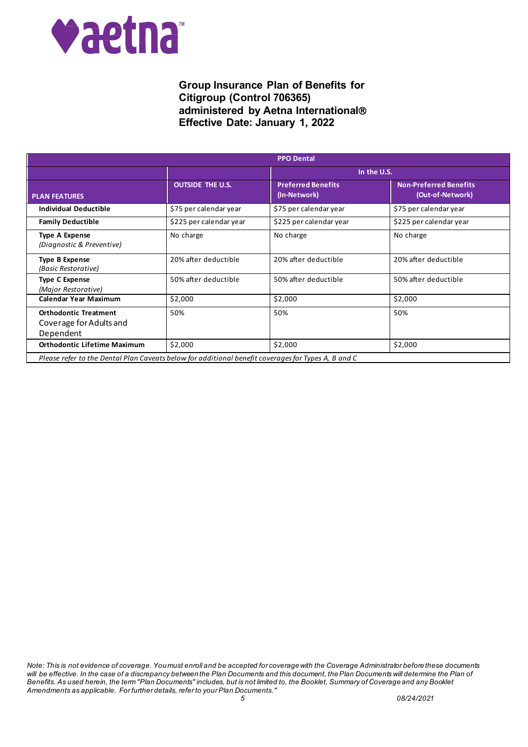**Group Insurance Plan of Benefits for Citigroup (Control 706365) administered by Aetna International®**
**Effective Date: January 1, 2022**

| PPO Dental | | | |
|---|---|---|---|
| | | In the U.S. | |
| PLAN FEATURES | OUTSIDE THE U.S. | Preferred Benefits (In-Network) | Non-Preferred Benefits (Out-of-Network) |
| **Individual Deductible** | $75 per calendar year | $75 per calendar year | $75 per calendar year |
| **Family Deductible** | $225 per calendar year | $225 per calendar year | $225 per calendar year |
| **Type A Expense** *(Diagnostic & Preventive)* | No charge | No charge | No charge |
| **Type B Expense** *(Basic Restorative)* | 20% after deductible | 20% after deductible | 20% after deductible |
| **Type C Expense** *(Major Restorative)* | 50% after deductible | 50% after deductible | 50% after deductible |
| **Calendar Year Maximum** | $2,000 | $2,000 | $2,000 |
| **Orthodontic Treatment** Coverage for Adults and Dependent | 50% | 50% | 50% |
| **Orthodontic Lifetime Maximum** | $2,000 | $2,000 | $2,000 |
| *Please refer to the Dental Plan Caveats below for additional benefit coverages for Types A, B and C* | | | |

*Note: This is not evidence of coverage. You must enroll and be accepted for coverage with the Coverage Administrator before these documents will be effective. In the case of a discrepancy between the Plan Documents and this document, the Plan Documents will determine the Plan of Benefits. As used herein, the term "Plan Documents" includes, but is not limited to, the Booklet, Summary of Coverage and any Booklet Amendments as applicable. For further details, refer to your Plan Documents."*

*08/24/2021*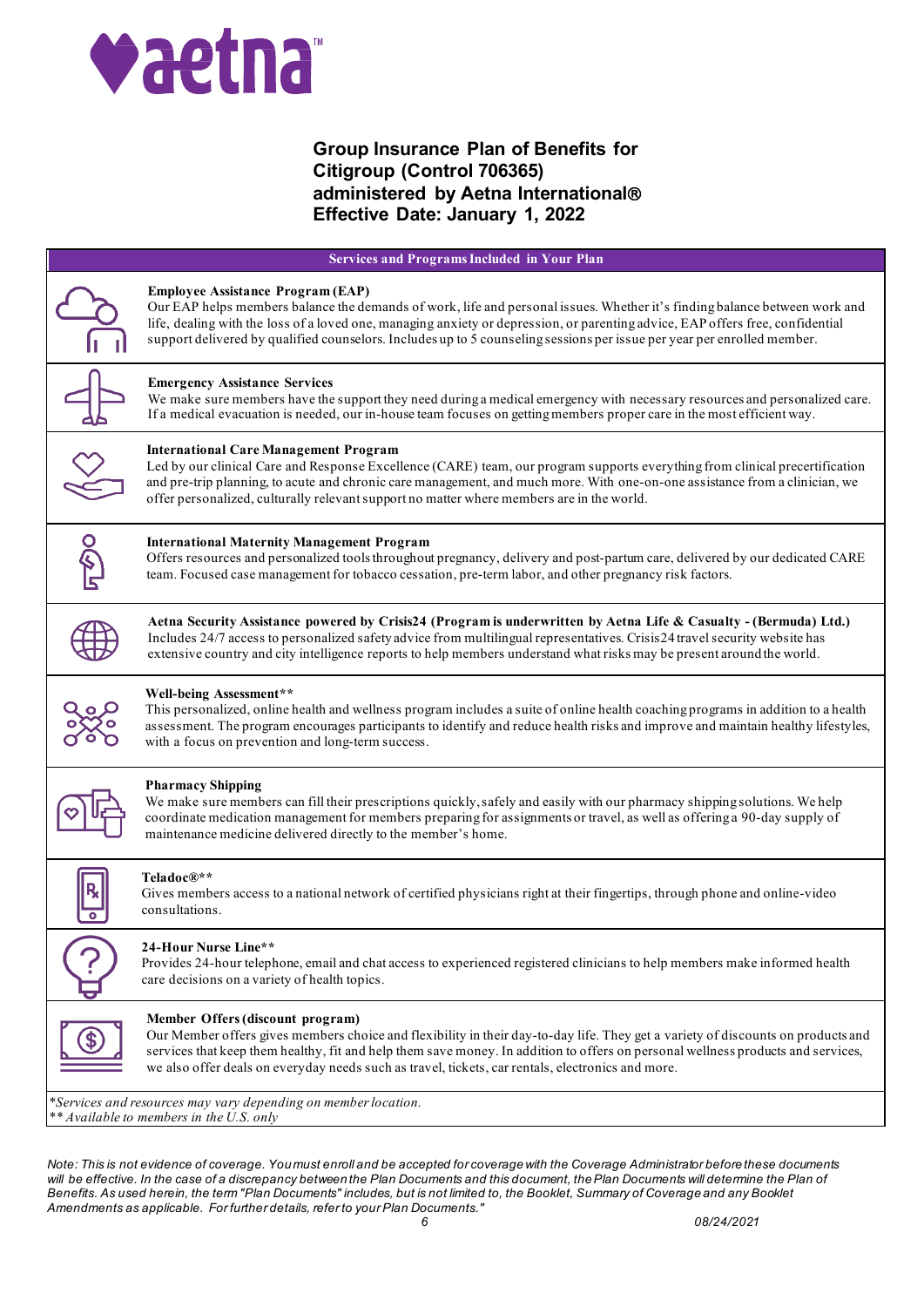# Group Insurance Plan of Benefits for Citigroup (Control 706365) administered by Aetna International®
## Effective Date: January 1, 2022

| Services and Programs Included in Your Plan |
|---|
| **Employee Assistance Program (EAP)**<br>Our EAP helps members balance the demands of work, life and personal issues. Whether it's finding balance between work and life, dealing with the loss of a loved one, managing anxiety or depression, or parenting advice, EAP offers free, confidential support delivered by qualified counselors. Includes up to 5 counseling sessions per issue per year per enrolled member. |
| **Emergency Assistance Services**<br>We make sure members have the support they need during a medical emergency with necessary resources and personalized care. If a medical evacuation is needed, our in-house team focuses on getting members proper care in the most efficient way. |
| **International Care Management Program**<br>Led by our clinical Care and Response Excellence (CARE) team, our program supports everything from clinical precertification and pre-trip planning, to acute and chronic care management, and much more. With one-on-one assistance from a clinician, we offer personalized, culturally relevant support no matter where members are in the world. |
| **International Maternity Management Program**<br>Offers resources and personalized tools throughout pregnancy, delivery and post-partum care, delivered by our dedicated CARE team. Focused case management for tobacco cessation, pre-term labor, and other pregnancy risk factors. |
| **Aetna Security Assistance powered by Crisis24 (Program is underwritten by Aetna Life & Casualty - (Bermuda) Ltd.)**<br>Includes 24/7 access to personalized safety advice from multilingual representatives. Crisis24 travel security website has extensive country and city intelligence reports to help members understand what risks may be present around the world. |
| **Well-being Assessment****<br>This personalized, online health and wellness program includes a suite of online health coaching programs in addition to a health assessment. The program encourages participants to identify and reduce health risks and improve and maintain healthy lifestyles, with a focus on prevention and long-term success. |
| **Pharmacy Shipping**<br>We make sure members can fill their prescriptions quickly, safely and easily with our pharmacy shipping solutions. We help coordinate medication management for members preparing for assignments or travel, as well as offering a 90-day supply of maintenance medicine delivered directly to the member's home. |
| **Teladoc®****<br>Gives members access to a national network of certified physicians right at their fingertips, through phone and online-video consultations. |
| **24-Hour Nurse Line****<br>Provides 24-hour telephone, email and chat access to experienced registered clinicians to help members make informed health care decisions on a variety of health topics. |
| **Member Offers (discount program)**<br>Our Member offers gives members choice and flexibility in their day-to-day life. They get a variety of discounts on products and services that keep them healthy, fit and help them save money. In addition to offers on personal wellness products and services, we also offer deals on everyday needs such as travel, tickets, car rentals, electronics and more. |
| *\*Services and resources may vary depending on member location.*<br>*\*\* Available to members in the U.S. only* |

*Note: This is not evidence of coverage. You must enroll and be accepted for coverage with the Coverage Administrator before these documents will be effective. In the case of a discrepancy between the Plan Documents and this document, the Plan Documents will determine the Plan of Benefits. As used herein, the term "Plan Documents" includes, but is not limited to, the Booklet, Summary of Coverage and any Booklet Amendments as applicable. For further details, refer to your Plan Documents."*

08/24/2021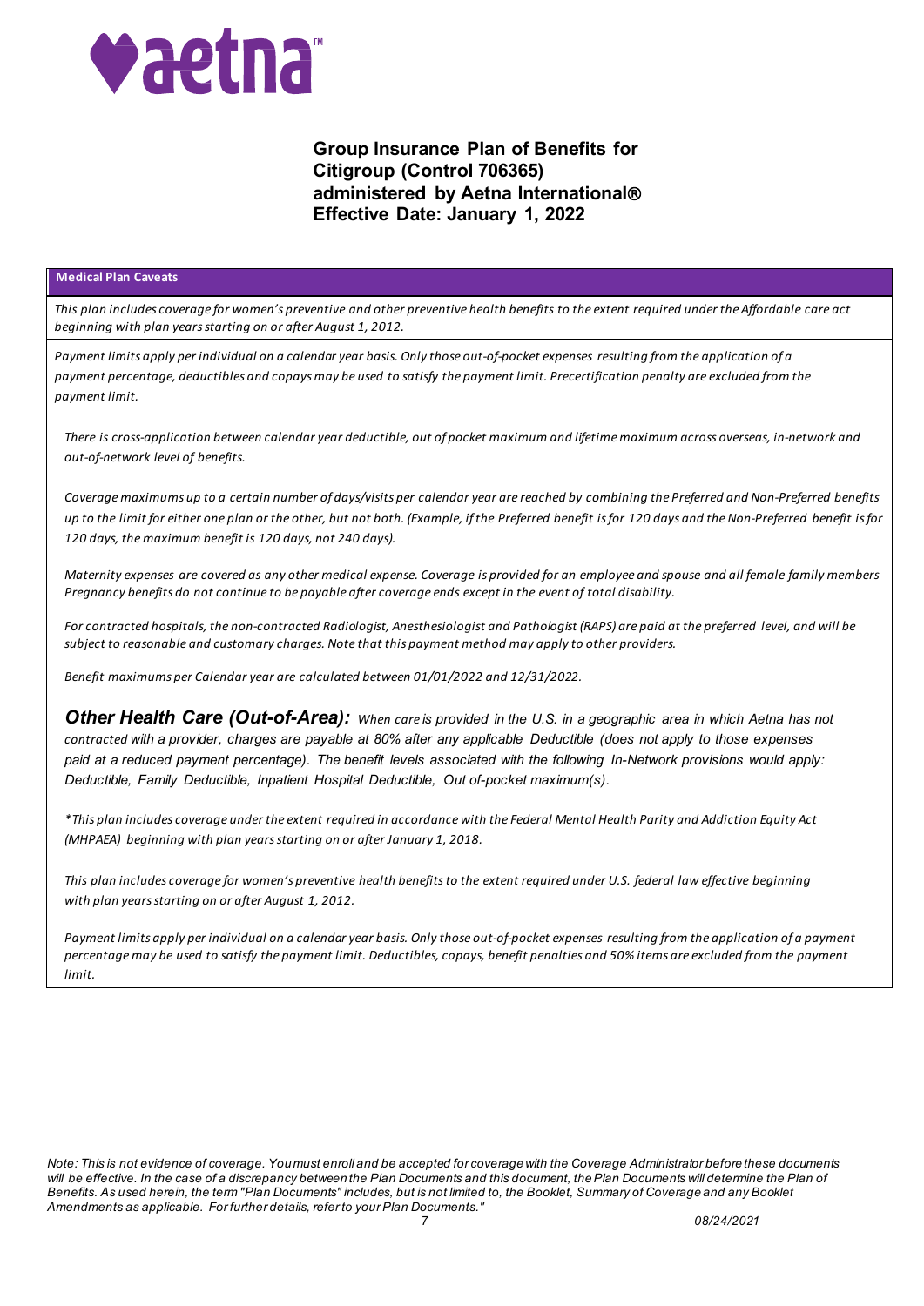**Group Insurance Plan of Benefits for Citigroup (Control 706365) administered by Aetna International®**
**Effective Date: January 1, 2022**

**Medical Plan Caveats**

*This plan includes coverage for women's preventive and other preventive health benefits to the extent required under the Affordable care act beginning with plan years starting on or after August 1, 2012.*

*Payment limits apply per individual on a calendar year basis. Only those out-of-pocket expenses resulting from the application of a payment percentage, deductibles and copays may be used to satisfy the payment limit. Precertification penalty are excluded from the payment limit.*

*There is cross-application between calendar year deductible, out of pocket maximum and lifetime maximum across overseas, in-network and out-of-network level of benefits.*

*Coverage maximums up to a certain number of days/visits per calendar year are reached by combining the Preferred and Non-Preferred benefits up to the limit for either one plan or the other, but not both. (Example, if the Preferred benefit is for 120 days and the Non-Preferred benefit is for 120 days, the maximum benefit is 120 days, not 240 days).*

*Maternity expenses are covered as any other medical expense. Coverage is provided for an employee and spouse and all female family members Pregnancy benefits do not continue to be payable after coverage ends except in the event of total disability.*

*For contracted hospitals, the non-contracted Radiologist, Anesthesiologist and Pathologist (RAPS) are paid at the preferred level, and will be subject to reasonable and customary charges. Note that this payment method may apply to other providers.*

*Benefit maximums per Calendar year are calculated between 01/01/2022 and 12/31/2022.*

***Other Health Care (Out-of-Area):*** *When care is provided in the U.S. in a geographic area in which Aetna has not contracted with a provider, charges are payable at 80% after any applicable Deductible (does not apply to those expenses paid at a reduced payment percentage). The benefit levels associated with the following In-Network provisions would apply: Deductible, Family Deductible, Inpatient Hospital Deductible, Out of-pocket maximum(s).*

*\*This plan includes coverage under the extent required in accordance with the Federal Mental Health Parity and Addiction Equity Act (MHPAEA) beginning with plan years starting on or after January 1, 2018.*

*This plan includes coverage for women's preventive health benefits to the extent required under U.S. federal law effective beginning with plan years starting on or after August 1, 2012.*

*Payment limits apply per individual on a calendar year basis. Only those out-of-pocket expenses resulting from the application of a payment percentage may be used to satisfy the payment limit. Deductibles, copays, benefit penalties and 50% items are excluded from the payment limit.*

*Note: This is not evidence of coverage. You must enroll and be accepted for coverage with the Coverage Administrator before these documents will be effective. In the case of a discrepancy between the Plan Documents and this document, the Plan Documents will determine the Plan of Benefits. As used herein, the term "Plan Documents" includes, but is not limited to, the Booklet, Summary of Coverage and any Booklet Amendments as applicable. For further details, refer to your Plan Documents."*

*08/24/2021*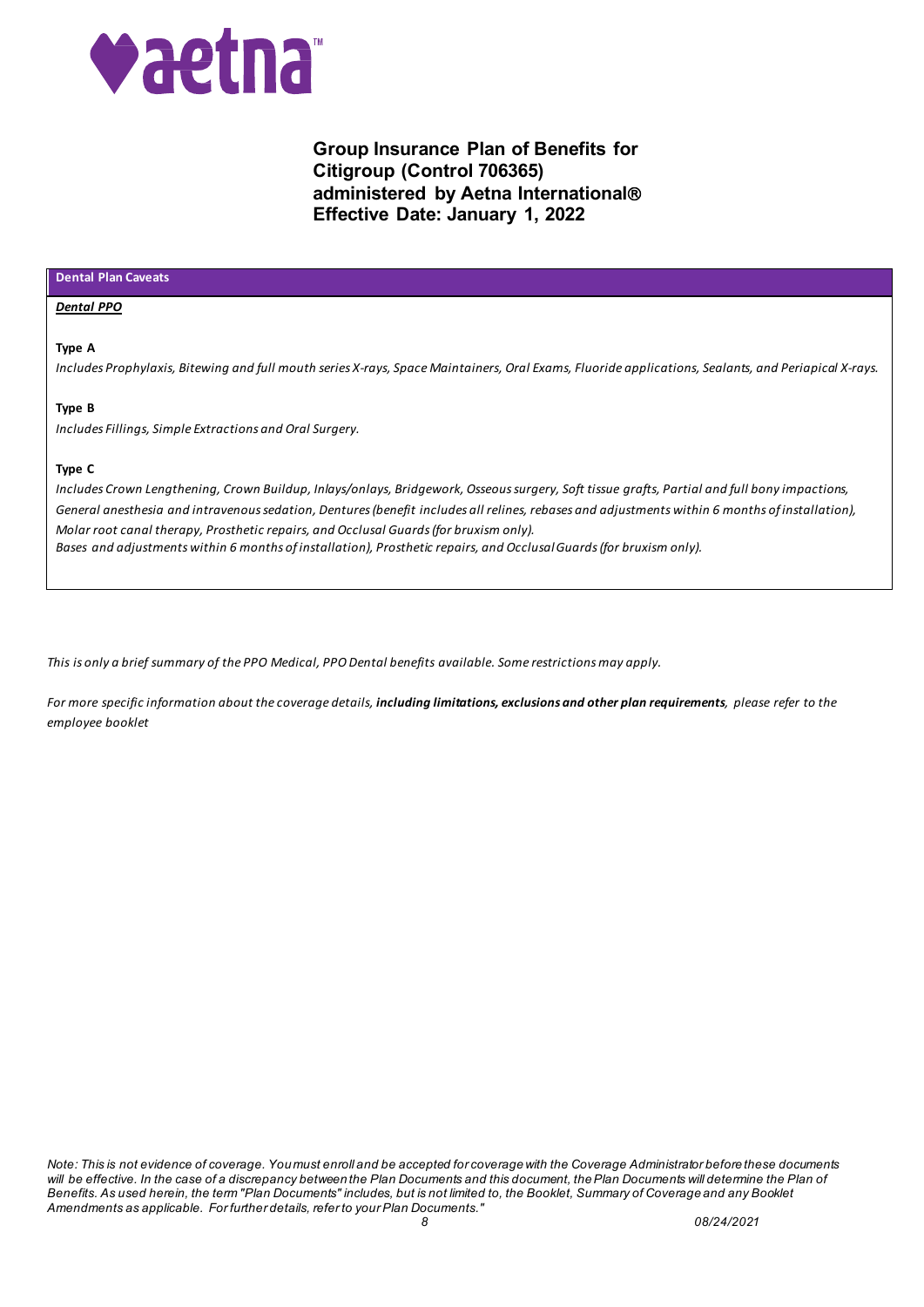**Group Insurance Plan of Benefits for Citigroup (Control 706365) administered by Aetna International® Effective Date: January 1, 2022**

| Dental Plan Caveats |
| --- |
| ***Dental PPO*** |
| **Type A**<br>*Includes Prophylaxis, Bitewing and full mouth series X-rays, Space Maintainers, Oral Exams, Fluoride applications, Sealants, and Periapical X-rays.* |
| **Type B**<br>*Includes Fillings, Simple Extractions and Oral Surgery.* |
| **Type C**<br>*Includes Crown Lengthening, Crown Buildup, Inlays/onlays, Bridgework, Osseous surgery, Soft tissue grafts, Partial and full bony impactions, General anesthesia and intravenous sedation, Dentures (benefit includes all relines, rebases and adjustments within 6 months of installation), Molar root canal therapy, Prosthetic repairs, and Occlusal Guards (for bruxism only).*<br>*Bases and adjustments within 6 months of installation), Prosthetic repairs, and Occlusal Guards (for bruxism only).* |

*This is only a brief summary of the PPO Medical, PPO Dental benefits available. Some restrictions may apply.*

*For more specific information about the coverage details, **including limitations, exclusions and other plan requirements**, please refer to the employee booklet*

*Note: This is not evidence of coverage. You must enroll and be accepted for coverage with the Coverage Administrator before these documents will be effective. In the case of a discrepancy between the Plan Documents and this document, the Plan Documents will determine the Plan of Benefits. As used herein, the term "Plan Documents" includes, but is not limited to, the Booklet, Summary of Coverage and any Booklet Amendments as applicable. For further details, refer to your Plan Documents."*

*08/24/2021*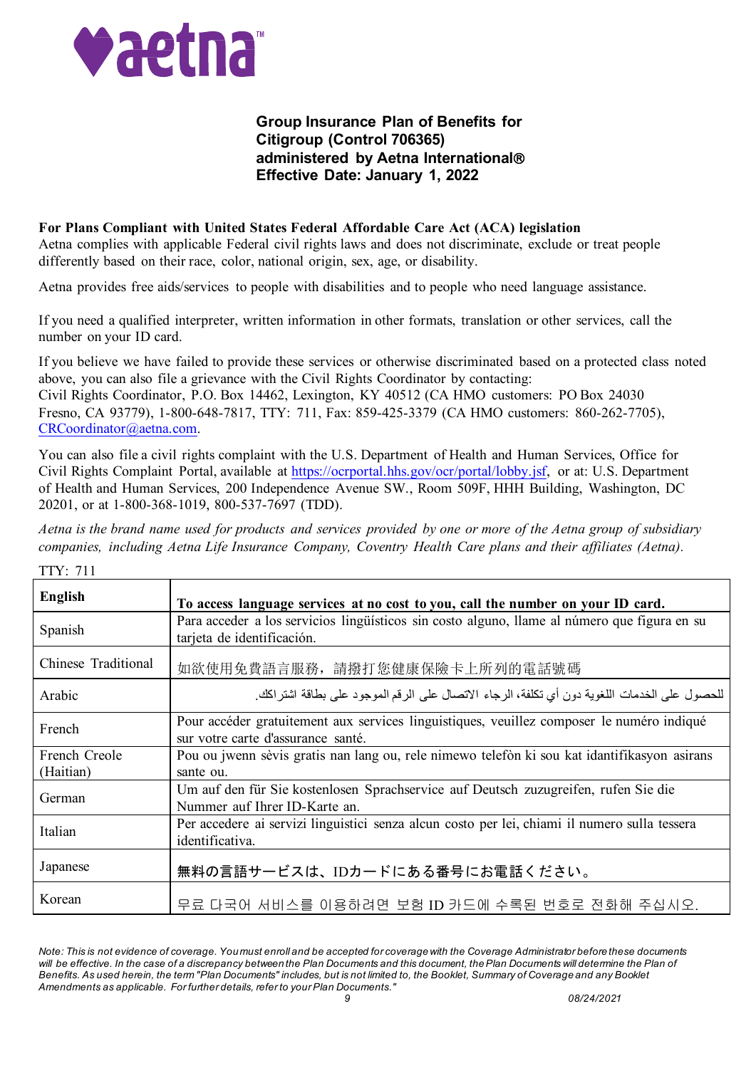**aetna**™

**Group Insurance Plan of Benefits for Citigroup (Control 706365) administered by Aetna International® Effective Date: January 1, 2022**

**For Plans Compliant with United States Federal Affordable Care Act (ACA) legislation**
Aetna complies with applicable Federal civil rights laws and does not discriminate, exclude or treat people differently based on their race, color, national origin, sex, age, or disability.

Aetna provides free aids/services to people with disabilities and to people who need language assistance.

If you need a qualified interpreter, written information in other formats, translation or other services, call the number on your ID card.

If you believe we have failed to provide these services or otherwise discriminated based on a protected class noted above, you can also file a grievance with the Civil Rights Coordinator by contacting:
Civil Rights Coordinator, P.O. Box 14462, Lexington, KY 40512 (CA HMO customers: PO Box 24030 Fresno, CA 93779), 1-800-648-7817, TTY: 711, Fax: 859-425-3379 (CA HMO customers: 860-262-7705), CRCoordinator@aetna.com.

You can also file a civil rights complaint with the U.S. Department of Health and Human Services, Office for Civil Rights Complaint Portal, available at https://ocrportal.hhs.gov/ocr/portal/lobby.jsf, or at: U.S. Department of Health and Human Services, 200 Independence Avenue SW., Room 509F, HHH Building, Washington, DC 20201, or at 1-800-368-1019, 800-537-7697 (TDD).

*Aetna is the brand name used for products and services provided by one or more of the Aetna group of subsidiary companies, including Aetna Life Insurance Company, Coventry Health Care plans and their affiliates (Aetna).*

TTY: 711

| **English** | **To access language services at no cost to you, call the number on your ID card.** |
|---|---|
| Spanish | Para acceder a los servicios lingüísticos sin costo alguno, llame al número que figura en su tarjeta de identificación. |
| Chinese Traditional | 如欲使用免費語言服務，請撥打您健康保險卡上所列的電話號碼 |
| Arabic | للحصول على الخدمات اللغوية دون أي تكلفة، الرجاء الاتصال على الرقم الموجود على بطاقة اشتراكك. |
| French | Pour accéder gratuitement aux services linguistiques, veuillez composer le numéro indiqué sur votre carte d'assurance santé. |
| French Creole (Haitian) | Pou ou jwenn sèvis gratis nan lang ou, rele nimewo telefòn ki sou kat idantifikasyon asirans sante ou. |
| German | Um auf den für Sie kostenlosen Sprachservice auf Deutsch zuzugreifen, rufen Sie die Nummer auf Ihrer ID-Karte an. |
| Italian | Per accedere ai servizi linguistici senza alcun costo per lei, chiami il numero sulla tessera identificativa. |
| Japanese | 無料の言語サービスは、IDカードにある番号にお電話ください。 |
| Korean | 무료 다국어 서비스를 이용하려면 보험 ID 카드에 수록된 번호로 전화해 주십시오. |

*Note: This is not evidence of coverage. You must enroll and be accepted for coverage with the Coverage Administrator before these documents will be effective. In the case of a discrepancy between the Plan Documents and this document, the Plan Documents will determine the Plan of Benefits. As used herein, the term "Plan Documents" includes, but is not limited to, the Booklet, Summary of Coverage and any Booklet Amendments as applicable. For further details, refer to your Plan Documents."*

*08/24/2021*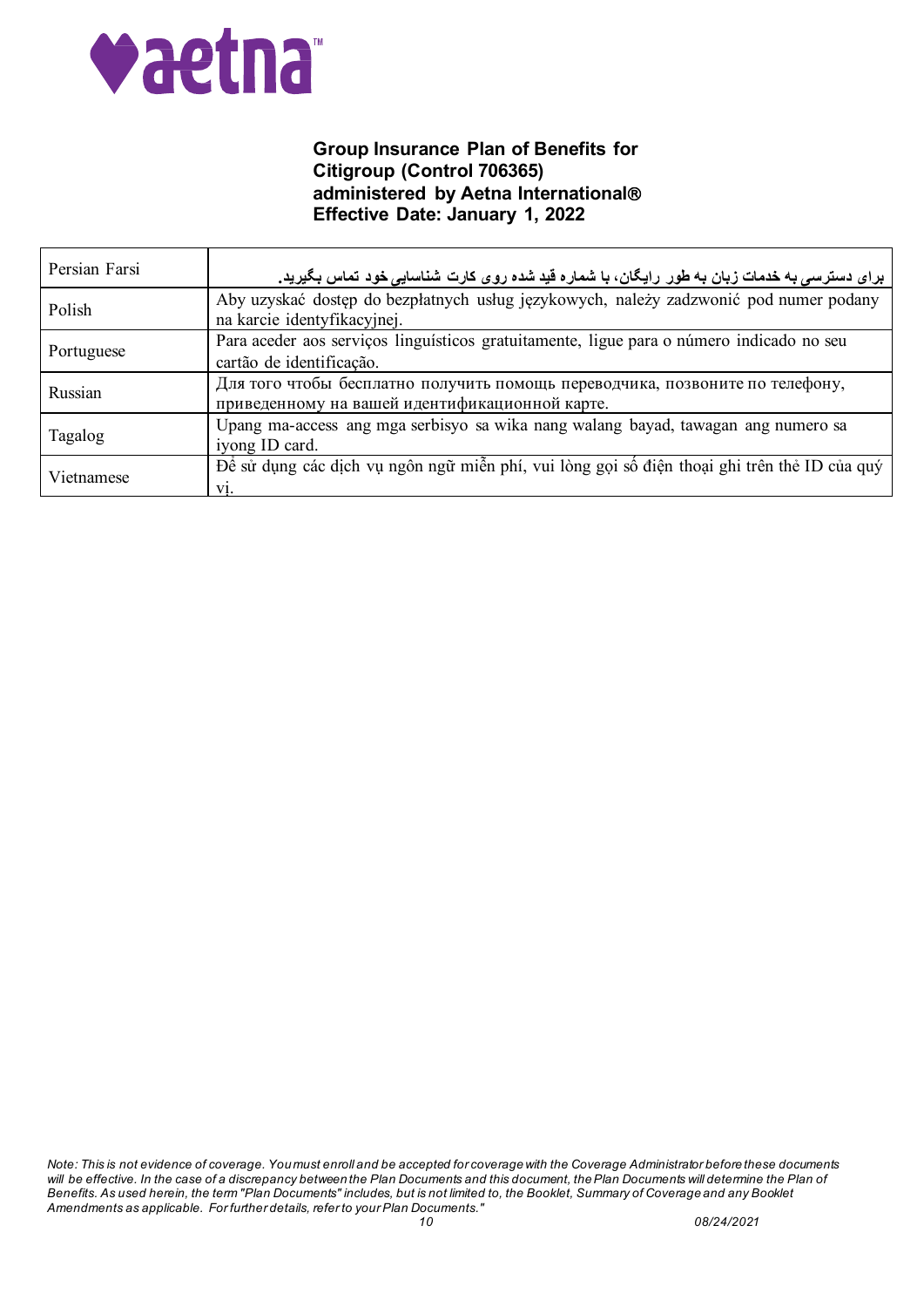**Group Insurance Plan of Benefits for Citigroup (Control 706365) administered by Aetna International® Effective Date: January 1, 2022**

| | |
|---|---|
| Persian Farsi | برای دسترسی به خدمات زبان به طور رایگان، با شماره قید شده روی کارت شناسایی خود تماس بگیرید. |
| Polish | Aby uzyskać dostęp do bezpłatnych usług językowych, należy zadzwonić pod numer podany na karcie identyfikacyjnej. |
| Portuguese | Para aceder aos serviços linguísticos gratuitamente, ligue para o número indicado no seu cartão de identificação. |
| Russian | Для того чтобы бесплатно получить помощь переводчика, позвоните по телефону, приведенному на вашей идентификационной карте. |
| Tagalog | Upang ma-access ang mga serbisyo sa wika nang walang bayad, tawagan ang numero sa iyong ID card. |
| Vietnamese | Để sử dụng các dịch vụ ngôn ngữ miễn phí, vui lòng gọi số điện thoại ghi trên thẻ ID của quý vị. |

*Note: This is not evidence of coverage. You must enroll and be accepted for coverage with the Coverage Administrator before these documents will be effective. In the case of a discrepancy between the Plan Documents and this document, the Plan Documents will determine the Plan of Benefits. As used herein, the term "Plan Documents" includes, but is not limited to, the Booklet, Summary of Coverage and any Booklet Amendments as applicable. For further details, refer to your Plan Documents."*

*08/24/2021*